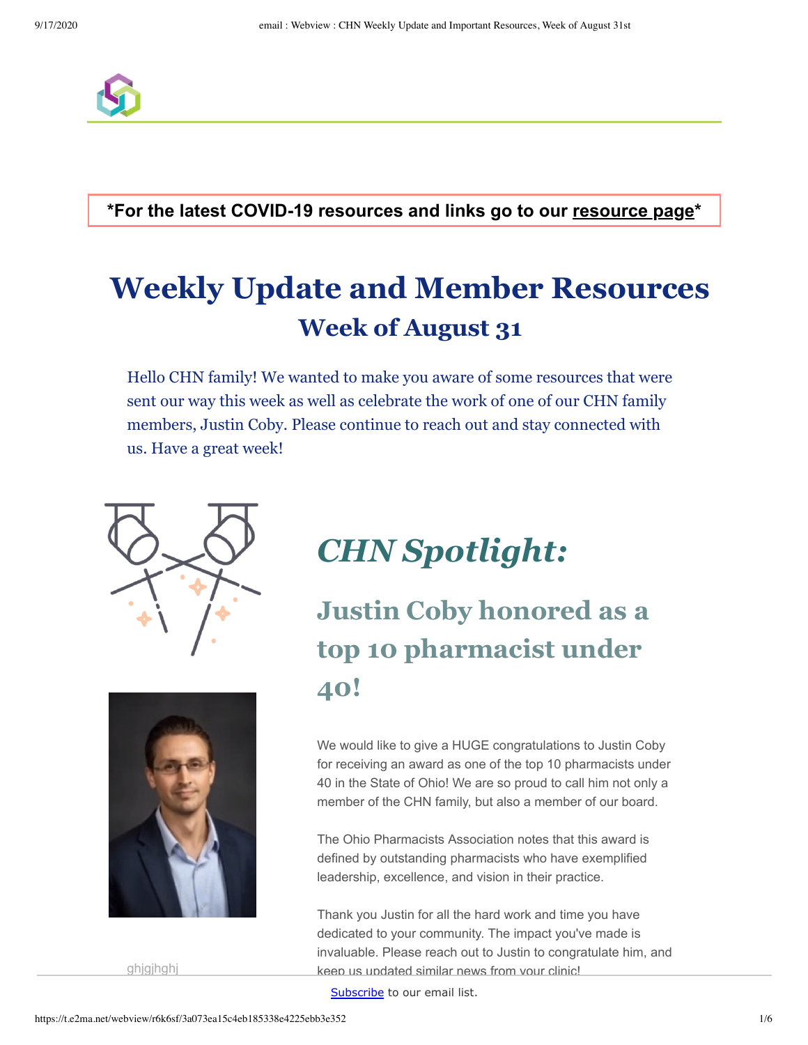*For the latest COVID-19 resources and links go to our resource page*

# Weekly Update and Member Resources

## Week of August 31

Hello CHN family! We wanted to make you aware of some resources that were sent our way this week as well as celebrate the work of one of our CHN family members, Justin Coby. Please continue to reach out and stay connected with us. Have a great week!

## *CHN Spotlight:*

### Justin Coby honored as a top 10 pharmacist under 40!

We would like to give a HUGE congratulations to Justin Coby for receiving an award as one of the top 10 pharmacists under 40 in the State of Ohio! We are so proud to call him not only a member of the CHN family, but also a member of our board.

The Ohio Pharmacists Association notes that this award is defined by outstanding pharmacists who have exemplified leadership, excellence, and vision in their practice.

Thank you Justin for all the hard work and time you have dedicated to your community. The impact you've made is invaluable. Please reach out to Justin to congratulate him, and keep us updated similar news from your clinic!

ghjgjhghj

Subscribe to our email list.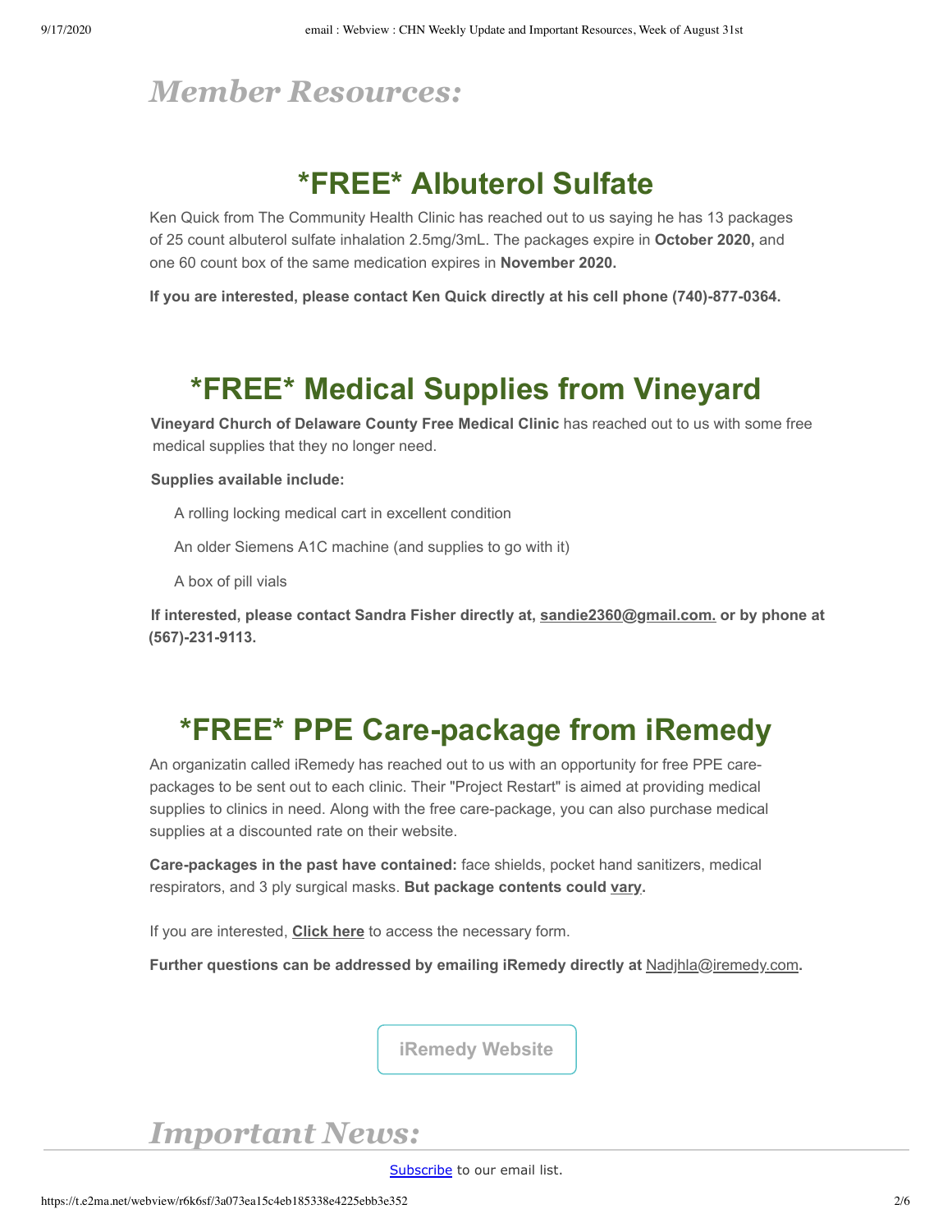# *Member Resources:*

## *FREE* Albuterol Sulfate

Ken Quick from The Community Health Clinic has reached out to us saying he has 13 packages of 25 count albuterol sulfate inhalation 2.5mg/3mL. The packages expire in **October 2020,** and one 60 count box of the same medication expires in **November 2020.**

**If you are interested, please contact Ken Quick directly at his cell phone (740)-877-0364.**

## *FREE* Medical Supplies from Vineyard

**Vineyard Church of Delaware County Free Medical Clinic** has reached out to us with some free medical supplies that they no longer need.

**Supplies available include:**

- A rolling locking medical cart in excellent condition
- An older Siemens A1C machine (and supplies to go with it)
- A box of pill vials

**If interested, please contact Sandra Fisher directly at, sandie2360@gmail.com. or by phone at (567)-231-9113.**

## *FREE* PPE Care-package from iRemedy

An organizatin called iRemedy has reached out to us with an opportunity for free PPE care-packages to be sent out to each clinic. Their "Project Restart" is aimed at providing medical supplies to clinics in need. Along with the free care-package, you can also purchase medical supplies at a discounted rate on their website.

**Care-packages in the past have contained:** face shields, pocket hand sanitizers, medical respirators, and 3 ply surgical masks. **But package contents could vary.**

If you are interested, **Click here** to access the necessary form.

**Further questions can be addressed by emailing iRemedy directly at** Nadjhla@iremedy.com**.**

iRemedy Website

# *Important News:*

Subscribe to our email list.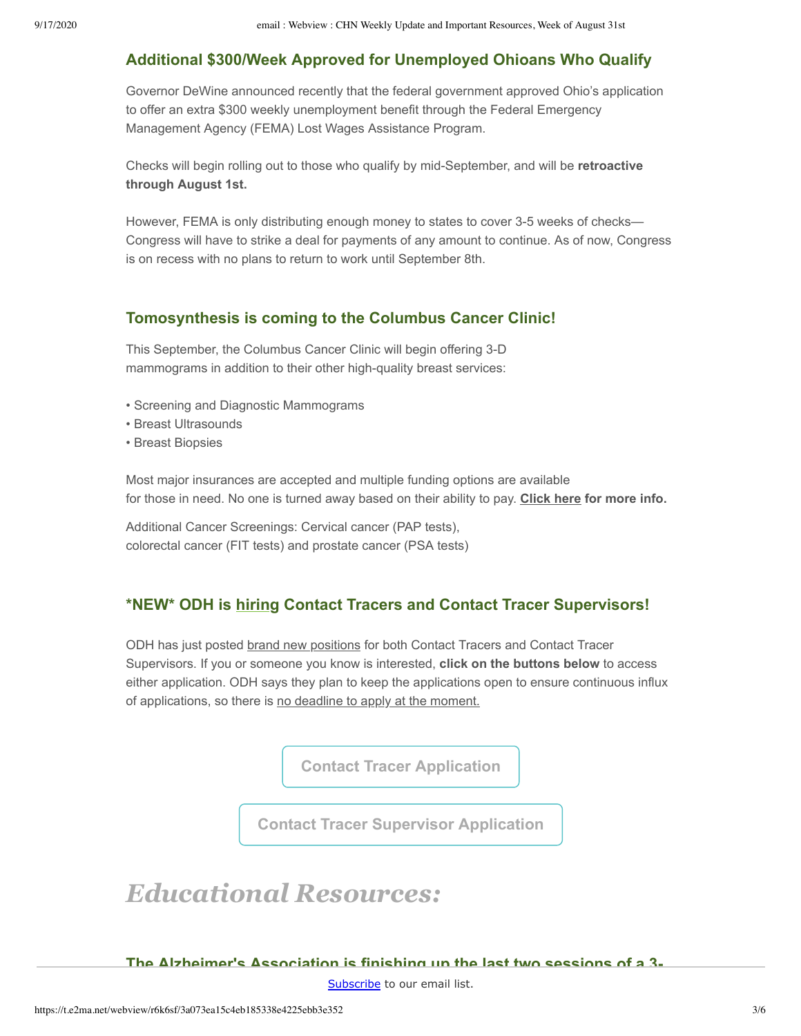### Additional $300/Week Approved for Unemployed Ohioans Who Qualify

Governor DeWine announced recently that the federal government approved Ohio's application to offer an extra $300 weekly unemployment benefit through the Federal Emergency Management Agency (FEMA) Lost Wages Assistance Program.

Checks will begin rolling out to those who qualify by mid-September, and will be **retroactive through August 1st.**

However, FEMA is only distributing enough money to states to cover 3-5 weeks of checks—Congress will have to strike a deal for payments of any amount to continue. As of now, Congress is on recess with no plans to return to work until September 8th.

### Tomosynthesis is coming to the Columbus Cancer Clinic!

This September, the Columbus Cancer Clinic will begin offering 3-D mammograms in addition to their other high-quality breast services:

- Screening and Diagnostic Mammograms
- Breast Ultrasounds
- Breast Biopsies

Most major insurances are accepted and multiple funding options are available for those in need. No one is turned away based on their ability to pay. **Click here for more info.**

Additional Cancer Screenings: Cervical cancer (PAP tests), colorectal cancer (FIT tests) and prostate cancer (PSA tests)

### \*NEW\* ODH is hiring Contact Tracers and Contact Tracer Supervisors!

ODH has just posted brand new positions for both Contact Tracers and Contact Tracer Supervisors. If you or someone you know is interested, **click on the buttons below** to access either application. ODH says they plan to keep the applications open to ensure continuous influx of applications, so there is no deadline to apply at the moment.

Contact Tracer Application

Contact Tracer Supervisor Application

## *Educational Resources:*

### The Alzheimer's Association is finishing up the last two sessions of a 3-

Subscribe to our email list.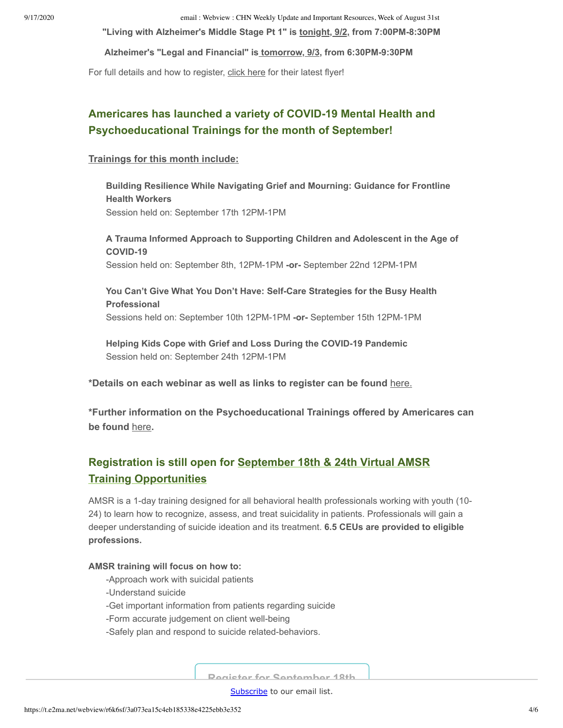**"Living with Alzheimer's Middle Stage Pt 1" is tonight, 9/2, from 7:00PM-8:30PM**

**Alzheimer's "Legal and Financial" is tomorrow, 9/3, from 6:30PM-9:30PM**

For full details and how to register, click here for their latest flyer!

## Americares has launched a variety of COVID-19 Mental Health and Psychoeducational Trainings for the month of September!

**Trainings for this month include:**

**Building Resilience While Navigating Grief and Mourning: Guidance for Frontline Health Workers**
Session held on: September 17th 12PM-1PM

**A Trauma Informed Approach to Supporting Children and Adolescent in the Age of COVID-19**
Session held on: September 8th, 12PM-1PM **-or-** September 22nd 12PM-1PM

**You Can't Give What You Don't Have: Self-Care Strategies for the Busy Health Professional**
Sessions held on: September 10th 12PM-1PM **-or-** September 15th 12PM-1PM

**Helping Kids Cope with Grief and Loss During the COVID-19 Pandemic**
Session held on: September 24th 12PM-1PM

**\*Details on each webinar as well as links to register can be found** here.

**\*Further information on the Psychoeducational Trainings offered by Americares can be found** here**.**

## Registration is still open for September 18th & 24th Virtual AMSR Training Opportunities

AMSR is a 1-day training designed for all behavioral health professionals working with youth (10-24) to learn how to recognize, assess, and treat suicidality in patients. Professionals will gain a deeper understanding of suicide ideation and its treatment. **6.5 CEUs are provided to eligible professions.**

**AMSR training will focus on how to:**

-Approach work with suicidal patients
-Understand suicide
-Get important information from patients regarding suicide
-Form accurate judgement on client well-being
-Safely plan and respond to suicide related-behaviors.

Register for September 18th

Subscribe to our email list.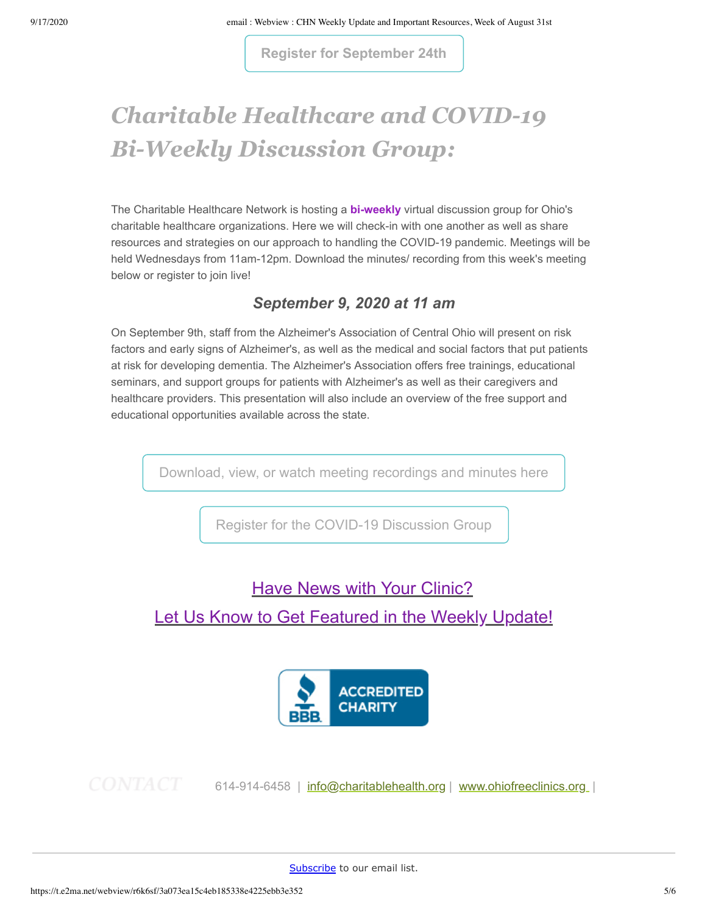Register for September 24th

# *Charitable Healthcare and COVID-19 Bi-Weekly Discussion Group:*

The Charitable Healthcare Network is hosting a **bi-weekly** virtual discussion group for Ohio's charitable healthcare organizations. Here we will check-in with one another as well as share resources and strategies on our approach to handling the COVID-19 pandemic. Meetings will be held Wednesdays from 11am-12pm. Download the minutes/ recording from this week's meeting below or register to join live!

### *September 9, 2020 at 11 am*

On September 9th, staff from the Alzheimer's Association of Central Ohio will present on risk factors and early signs of Alzheimer's, as well as the medical and social factors that put patients at risk for developing dementia. The Alzheimer's Association offers free trainings, educational seminars, and support groups for patients with Alzheimer's as well as their caregivers and healthcare providers. This presentation will also include an overview of the free support and educational opportunities available across the state.

Download, view, or watch meeting recordings and minutes here

Register for the COVID-19 Discussion Group

Have News with Your Clinic?

Let Us Know to Get Featured in the Weekly Update!

BBB ACCREDITED CHARITY

CONTACT 614-914-6458 | info@charitablehealth.org | www.ohiofreeclinics.org |

Subscribe to our email list.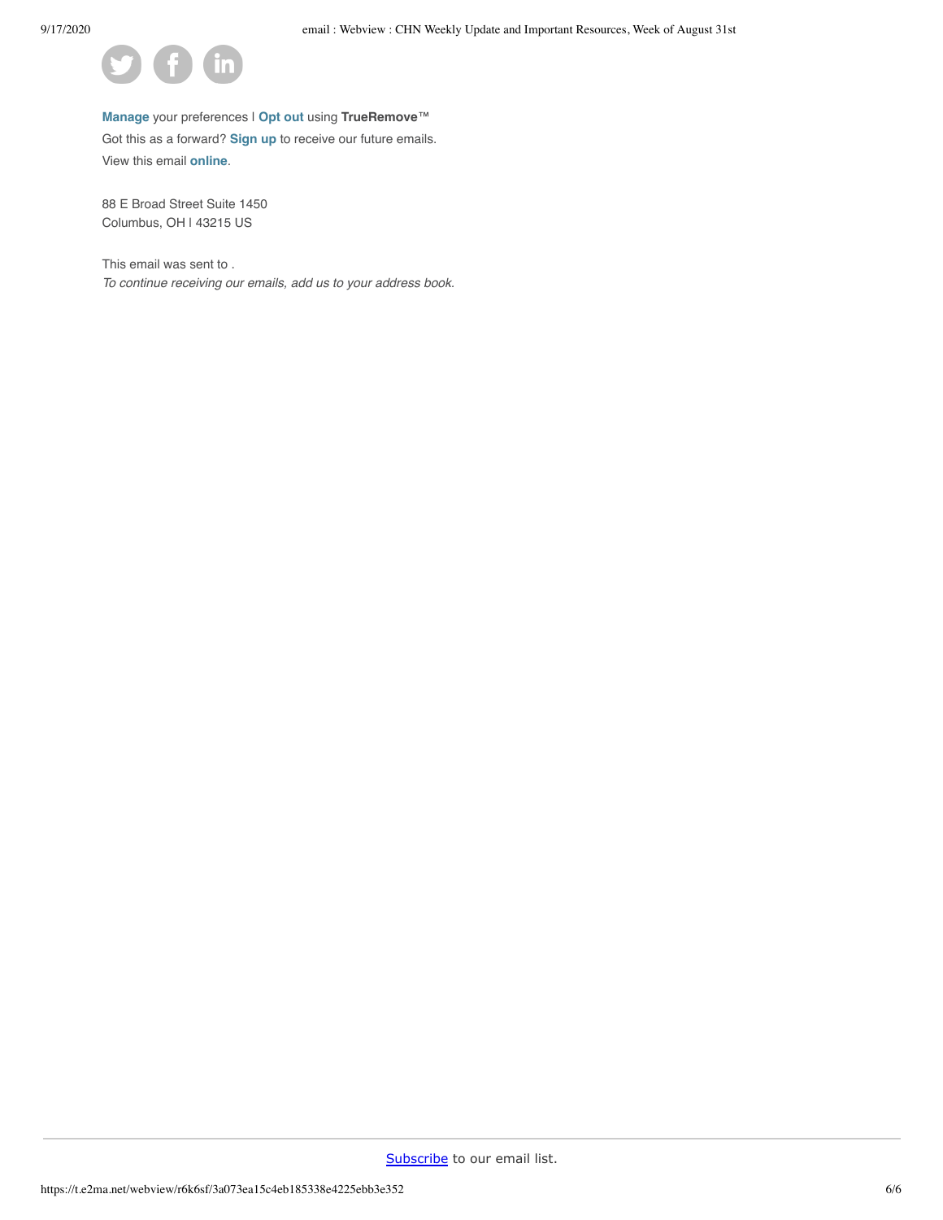**Manage** your preferences | **Opt out** using **TrueRemove**™

Got this as a forward? **Sign up** to receive our future emails.

View this email **online**.

88 E Broad Street Suite 1450
Columbus, OH | 43215 US

This email was sent to .

*To continue receiving our emails, add us to your address book.*

---

Subscribe to our email list.